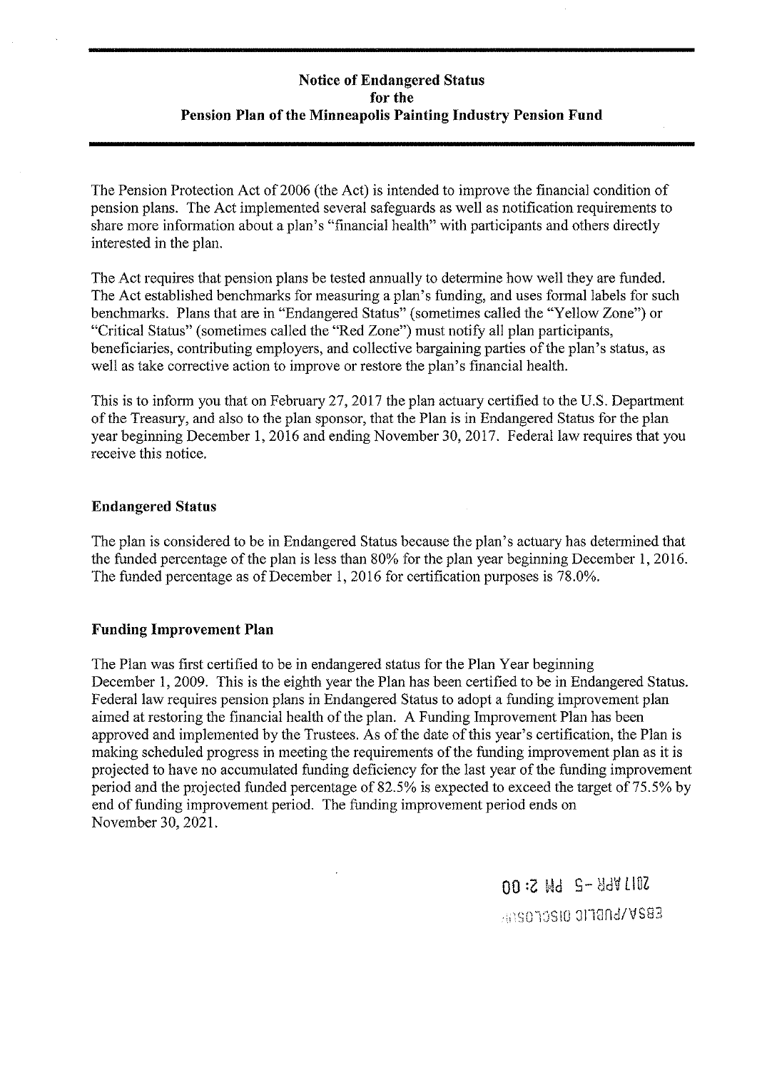# Notice of Endangered Status for the Pension Plan of the Minneapolis Painting Industry Pension Fund

The Pension Protection Act of 2006 (the Act) is intended to improve the financial condition of pension plans. The Act implemented several safeguards as well as notification requirements to share more information about a plan's "financial health" with participants and others directly interested in the plan.

The Act requires that pension plans be tested annually to determine how well they are funded. The Act established benchmarks for measuring a plan's funding, and uses formal labels for such benchmarks. Plans that are in "Endangered Status" (sometimes called the "Yellow Zone") or "Critical Status" (sometimes called the "Red Zone") must notify all plan participants, beneficiaries, contributing employers, and collective bargaining parties of the plan's status, as well as take corrective action to improve or restore the plan's financial health.

This is to inform you that on February 27, 2017 the plan actuary certified to the U.S. Department of the Treasury, and also to the plan sponsor, that the Plan is in Endangered Status for the plan year beginning December 1, 2016 and ending November 30, 2017. Federal law requires that you receive this notice.

## Endangered Status

The plan is considered to be in Endangered Status because the plan's actuary has determined that the funded percentage of the plan is less than 80% for the plan year beginning December 1, 2016. The funded percentage as of December 1, 2016 for certification purposes is 78.0%.

## Funding Improvement Plan

The Plan was first certified to be in endangered status for the Plan Year beginning December 1, 2009. This is the eighth year the Plan has been certified to be in Endangered Status. Federal law requires pension plans in Endangered Status to adopt a funding improvement plan aimed at restoring the financial health of the plan. A Funding Improvement Plan has been approved and implemented by the Trustees. As of the date of this year's certification, the Plan is making scheduled progress in meeting the requirements of the funding improvement plan as it is projected to have no accumulated funding deficiency for the last year of the funding improvement period and the projected funded percentage of 82.5% is expected to exceed the target of 75.5% by end of funding improvement period. The funding improvement period ends on November 30, 2021.

2017 APR -5 PM 2:00

EBSA/PUBLIC DISCLOSURE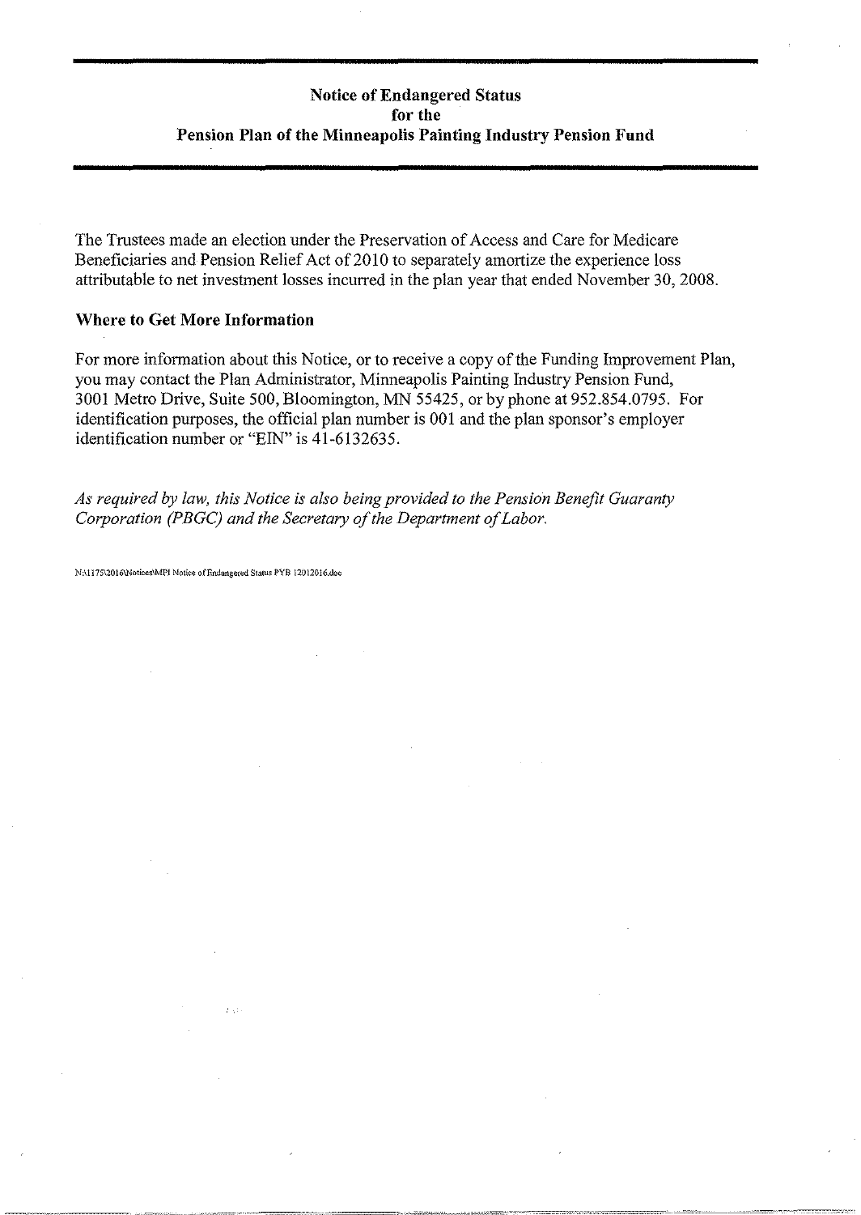**Notice of Endangered Status**
**for the**
**Pension Plan of the Minneapolis Painting Industry Pension Fund**

The Trustees made an election under the Preservation of Access and Care for Medicare Beneficiaries and Pension Relief Act of 2010 to separately amortize the experience loss attributable to net investment losses incurred in the plan year that ended November 30, 2008.

### Where to Get More Information

For more information about this Notice, or to receive a copy of the Funding Improvement Plan, you may contact the Plan Administrator, Minneapolis Painting Industry Pension Fund, 3001 Metro Drive, Suite 500, Bloomington, MN 55425, or by phone at 952.854.0795. For identification purposes, the official plan number is 001 and the plan sponsor's employer identification number or "EIN" is 41-6132635.

*As required by law, this Notice is also being provided to the Pension Benefit Guaranty Corporation (PBGC) and the Secretary of the Department of Labor.*

N:\1175\2016\Notices\MPI Notice of Endangered Status PYB 12012016.doc